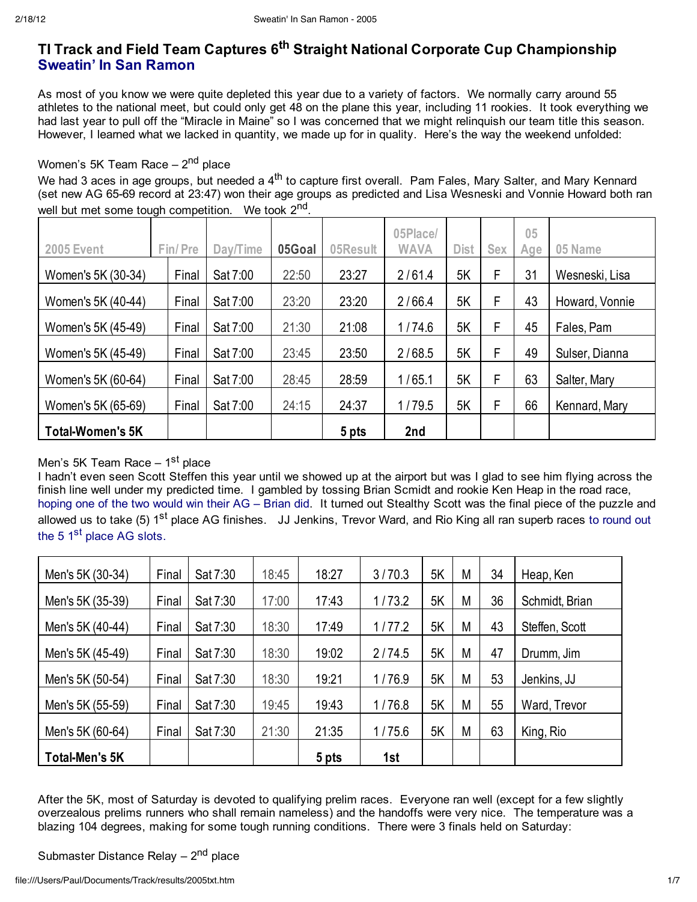# TI Track and Field Team Captures 6th Straight National Corporate Cup Championship

## Sweatin' In San Ramon

As most of you know we were quite depleted this year due to a variety of factors. We normally carry around 55 athletes to the national meet, but could only get 48 on the plane this year, including 11 rookies. It took everything we had last year to pull off the "Miracle in Maine" so I was concerned that we might relinquish our team title this season. However, I learned what we lacked in quantity, we made up for in quality. Here's the way the weekend unfolded:

Women's 5K Team Race – 2nd place

We had 3 aces in age groups, but needed a 4th to capture first overall. Pam Fales, Mary Salter, and Mary Kennard (set new AG 65-69 record at 23:47) won their age groups as predicted and Lisa Wesneski and Vonnie Howard both ran well but met some tough competition. We took 2nd.

| 2005 Event | Fin/ Pre | Day/Time | 05Goal | 05Result | 05Place/ WAVA | Dist | Sex | 05 Age | 05 Name |
|---|---|---|---|---|---|---|---|---|---|
| Women's 5K (30-34) | Final | Sat 7:00 | 22:50 | 23:27 | 2 / 61.4 | 5K | F | 31 | Wesneski, Lisa |
| Women's 5K (40-44) | Final | Sat 7:00 | 23:20 | 23:20 | 2 / 66.4 | 5K | F | 43 | Howard, Vonnie |
| Women's 5K (45-49) | Final | Sat 7:00 | 21:30 | 21:08 | 1 / 74.6 | 5K | F | 45 | Fales, Pam |
| Women's 5K (45-49) | Final | Sat 7:00 | 23:45 | 23:50 | 2 / 68.5 | 5K | F | 49 | Sulser, Dianna |
| Women's 5K (60-64) | Final | Sat 7:00 | 28:45 | 28:59 | 1 / 65.1 | 5K | F | 63 | Salter, Mary |
| Women's 5K (65-69) | Final | Sat 7:00 | 24:15 | 24:37 | 1 / 79.5 | 5K | F | 66 | Kennard, Mary |
| **Total-Women's 5K** | | | | **5 pts** | **2nd** | | | | |

Men's 5K Team Race – 1st place

I hadn't even seen Scott Steffen this year until we showed up at the airport but was I glad to see him flying across the finish line well under my predicted time. I gambled by tossing Brian Scmidt and rookie Ken Heap in the road race, hoping one of the two would win their AG – Brian did. It turned out Stealthy Scott was the final piece of the puzzle and allowed us to take (5) 1st place AG finishes. JJ Jenkins, Trevor Ward, and Rio King all ran superb races to round out the 5 1st place AG slots.

| 2005 Event | Fin/ Pre | Day/Time | 05Goal | 05Result | 05Place/ WAVA | Dist | Sex | 05 Age | 05 Name |
|---|---|---|---|---|---|---|---|---|---|
| Men's 5K (30-34) | Final | Sat 7:30 | 18:45 | 18:27 | 3 / 70.3 | 5K | M | 34 | Heap, Ken |
| Men's 5K (35-39) | Final | Sat 7:30 | 17:00 | 17:43 | 1 / 73.2 | 5K | M | 36 | Schmidt, Brian |
| Men's 5K (40-44) | Final | Sat 7:30 | 18:30 | 17:49 | 1 / 77.2 | 5K | M | 43 | Steffen, Scott |
| Men's 5K (45-49) | Final | Sat 7:30 | 18:30 | 19:02 | 2 / 74.5 | 5K | M | 47 | Drumm, Jim |
| Men's 5K (50-54) | Final | Sat 7:30 | 18:30 | 19:21 | 1 / 76.9 | 5K | M | 53 | Jenkins, JJ |
| Men's 5K (55-59) | Final | Sat 7:30 | 19:45 | 19:43 | 1 / 76.8 | 5K | M | 55 | Ward, Trevor |
| Men's 5K (60-64) | Final | Sat 7:30 | 21:30 | 21:35 | 1 / 75.6 | 5K | M | 63 | King, Rio |
| **Total-Men's 5K** | | | | **5 pts** | **1st** | | | | |

After the 5K, most of Saturday is devoted to qualifying prelim races. Everyone ran well (except for a few slightly overzealous prelims runners who shall remain nameless) and the handoffs were very nice. The temperature was a blazing 104 degrees, making for some tough running conditions. There were 3 finals held on Saturday:

Submaster Distance Relay – 2nd place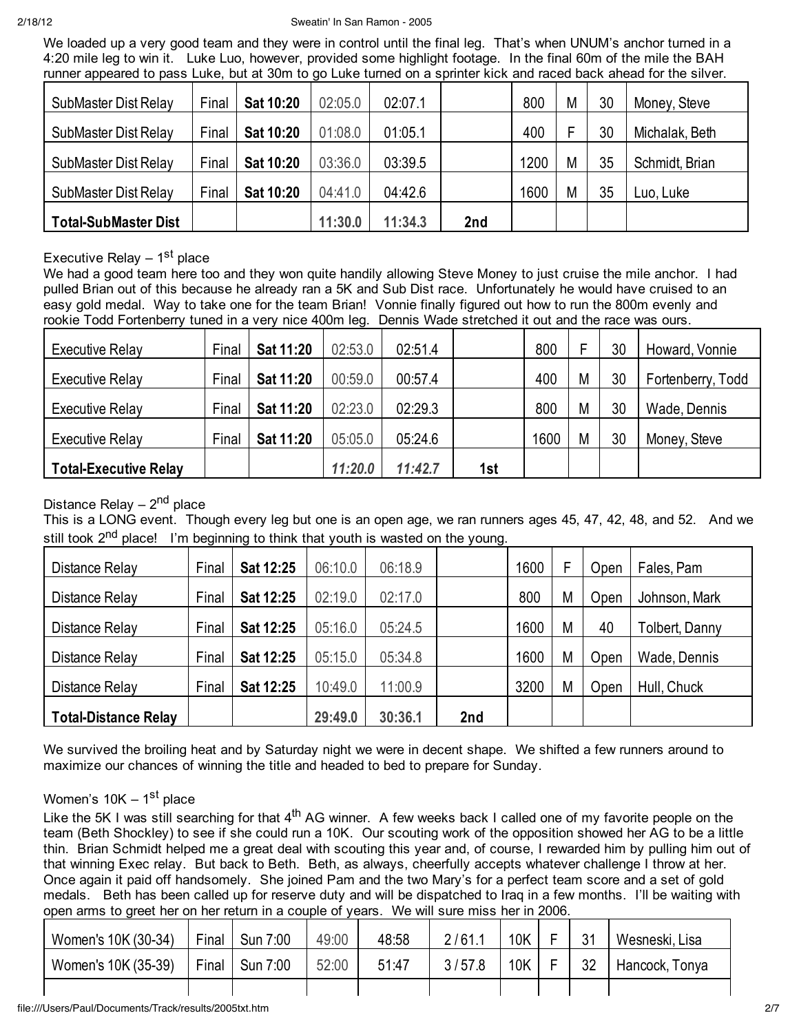We loaded up a very good team and they were in control until the final leg. That's when UNUM's anchor turned in a 4:20 mile leg to win it. Luke Luo, however, provided some highlight footage. In the final 60m of the mile the BAH runner appeared to pass Luke, but at 30m to go Luke turned on a sprinter kick and raced back ahead for the silver.

| | | | | | | | | | |
|---|---|---|---|---|---|---|---|---|---|
| SubMaster Dist Relay | Final | **Sat 10:20** | 02:05.0 | 02:07.1 | | 800 | M | 30 | Money, Steve |
| SubMaster Dist Relay | Final | **Sat 10:20** | 01:08.0 | 01:05.1 | | 400 | F | 30 | Michalak, Beth |
| SubMaster Dist Relay | Final | **Sat 10:20** | 03:36.0 | 03:39.5 | | 1200 | M | 35 | Schmidt, Brian |
| SubMaster Dist Relay | Final | **Sat 10:20** | 04:41.0 | 04:42.6 | | 1600 | M | 35 | Luo, Luke |
| **Total-SubMaster Dist** | | | **11:30.0** | **11:34.3** | **2nd** | | | | |

Executive Relay – 1st place

We had a good team here too and they won quite handily allowing Steve Money to just cruise the mile anchor. I had pulled Brian out of this because he already ran a 5K and Sub Dist race. Unfortunately he would have cruised to an easy gold medal. Way to take one for the team Brian! Vonnie finally figured out how to run the 800m evenly and rookie Todd Fortenberry tuned in a very nice 400m leg. Dennis Wade stretched it out and the race was ours.

| | | | | | | | | | |
|---|---|---|---|---|---|---|---|---|---|
| Executive Relay | Final | **Sat 11:20** | 02:53.0 | 02:51.4 | | 800 | F | 30 | Howard, Vonnie |
| Executive Relay | Final | **Sat 11:20** | 00:59.0 | 00:57.4 | | 400 | M | 30 | Fortenberry, Todd |
| Executive Relay | Final | **Sat 11:20** | 02:23.0 | 02:29.3 | | 800 | M | 30 | Wade, Dennis |
| Executive Relay | Final | **Sat 11:20** | 05:05.0 | 05:24.6 | | 1600 | M | 30 | Money, Steve |
| **Total-Executive Relay** | | | ***11:20.0*** | ***11:42.7*** | **1st** | | | | |

Distance Relay – 2nd place

This is a LONG event. Though every leg but one is an open age, we ran runners ages 45, 47, 42, 48, and 52. And we still took 2nd place! I'm beginning to think that youth is wasted on the young.

| | | | | | | | | | |
|---|---|---|---|---|---|---|---|---|---|
| Distance Relay | Final | **Sat 12:25** | 06:10.0 | 06:18.9 | | 1600 | F | Open | Fales, Pam |
| Distance Relay | Final | **Sat 12:25** | 02:19.0 | 02:17.0 | | 800 | M | Open | Johnson, Mark |
| Distance Relay | Final | **Sat 12:25** | 05:16.0 | 05:24.5 | | 1600 | M | 40 | Tolbert, Danny |
| Distance Relay | Final | **Sat 12:25** | 05:15.0 | 05:34.8 | | 1600 | M | Open | Wade, Dennis |
| Distance Relay | Final | **Sat 12:25** | 10:49.0 | 11:00.9 | | 3200 | M | Open | Hull, Chuck |
| **Total-Distance Relay** | | | **29:49.0** | **30:36.1** | **2nd** | | | | |

We survived the broiling heat and by Saturday night we were in decent shape. We shifted a few runners around to maximize our chances of winning the title and headed to bed to prepare for Sunday.

Women's 10K – 1st place

Like the 5K I was still searching for that 4th AG winner. A few weeks back I called one of my favorite people on the team (Beth Shockley) to see if she could run a 10K. Our scouting work of the opposition showed her AG to be a little thin. Brian Schmidt helped me a great deal with scouting this year and, of course, I rewarded him by pulling him out of that winning Exec relay. But back to Beth. Beth, as always, cheerfully accepts whatever challenge I throw at her. Once again it paid off handsomely. She joined Pam and the two Mary's for a perfect team score and a set of gold medals. Beth has been called up for reserve duty and will be dispatched to Iraq in a few months. I'll be waiting with open arms to greet her on her return in a couple of years. We will sure miss her in 2006.

| | | | | | | | | | |
|---|---|---|---|---|---|---|---|---|---|
| Women's 10K (30-34) | Final | Sun 7:00 | 49:00 | 48:58 | 2 / 61.1 | 10K | F | 31 | Wesneski, Lisa |
| Women's 10K (35-39) | Final | Sun 7:00 | 52:00 | 51:47 | 3 / 57.8 | 10K | F | 32 | Hancock, Tonya |
| | | | | | | | | | |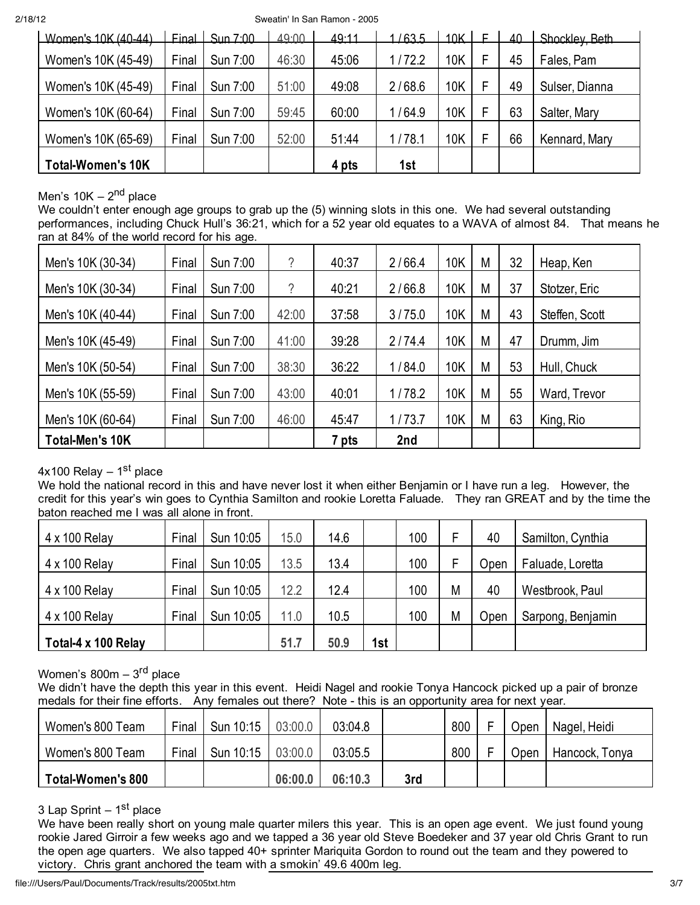| Women's 10K (40-44) | Final | Sun 7:00 | 49:00 | 49:11 | 1 / 63.5 | 10K | F | 40 | Shockley, Beth |
|---|---|---|---|---|---|---|---|---|---|
| Women's 10K (45-49) | Final | Sun 7:00 | 46:30 | 45:06 | 1 / 72.2 | 10K | F | 45 | Fales, Pam |
| Women's 10K (45-49) | Final | Sun 7:00 | 51:00 | 49:08 | 2 / 68.6 | 10K | F | 49 | Sulser, Dianna |
| Women's 10K (60-64) | Final | Sun 7:00 | 59:45 | 60:00 | 1 / 64.9 | 10K | F | 63 | Salter, Mary |
| Women's 10K (65-69) | Final | Sun 7:00 | 52:00 | 51:44 | 1 / 78.1 | 10K | F | 66 | Kennard, Mary |
| **Total-Women's 10K** | | | | **4 pts** | **1st** | | | | |

Men's 10K – 2[nd] place

We couldn't enter enough age groups to grab up the (5) winning slots in this one. We had several outstanding performances, including Chuck Hull's 36:21, which for a 52 year old equates to a WAVA of almost 84. That means he ran at 84% of the world record for his age.

| Men's 10K (30-34) | Final | Sun 7:00 | ? | 40:37 | 2 / 66.4 | 10K | M | 32 | Heap, Ken |
|---|---|---|---|---|---|---|---|---|---|
| Men's 10K (30-34) | Final | Sun 7:00 | ? | 40:21 | 2 / 66.8 | 10K | M | 37 | Stotzer, Eric |
| Men's 10K (40-44) | Final | Sun 7:00 | 42:00 | 37:58 | 3 / 75.0 | 10K | M | 43 | Steffen, Scott |
| Men's 10K (45-49) | Final | Sun 7:00 | 41:00 | 39:28 | 2 / 74.4 | 10K | M | 47 | Drumm, Jim |
| Men's 10K (50-54) | Final | Sun 7:00 | 38:30 | 36:22 | 1 / 84.0 | 10K | M | 53 | Hull, Chuck |
| Men's 10K (55-59) | Final | Sun 7:00 | 43:00 | 40:01 | 1 / 78.2 | 10K | M | 55 | Ward, Trevor |
| Men's 10K (60-64) | Final | Sun 7:00 | 46:00 | 45:47 | 1 / 73.7 | 10K | M | 63 | King, Rio |
| **Total-Men's 10K** | | | | **7 pts** | **2nd** | | | | |

4x100 Relay – 1[st] place

We hold the national record in this and have never lost it when either Benjamin or I have run a leg. However, the credit for this year's win goes to Cynthia Samilton and rookie Loretta Faluade. They ran GREAT and by the time the baton reached me I was all alone in front.

| 4 x 100 Relay | Final | Sun 10:05 | 15.0 | 14.6 | | 100 | F | 40 | Samilton, Cynthia |
|---|---|---|---|---|---|---|---|---|---|
| 4 x 100 Relay | Final | Sun 10:05 | 13.5 | 13.4 | | 100 | F | Open | Faluade, Loretta |
| 4 x 100 Relay | Final | Sun 10:05 | 12.2 | 12.4 | | 100 | M | 40 | Westbrook, Paul |
| 4 x 100 Relay | Final | Sun 10:05 | 11.0 | 10.5 | | 100 | M | Open | Sarpong, Benjamin |
| **Total-4 x 100 Relay** | | | **51.7** | **50.9** | **1st** | | | | |

Women's 800m – 3[rd] place

We didn't have the depth this year in this event. Heidi Nagel and rookie Tonya Hancock picked up a pair of bronze medals for their fine efforts. Any females out there? Note - this is an opportunity area for next year.

| Women's 800 Team | Final | Sun 10:15 | 03:00.0 | 03:04.8 | | 800 | F | Open | Nagel, Heidi |
|---|---|---|---|---|---|---|---|---|---|
| Women's 800 Team | Final | Sun 10:15 | 03:00.0 | 03:05.5 | | 800 | F | Open | Hancock, Tonya |
| **Total-Women's 800** | | | **06:00.0** | **06:10.3** | **3rd** | | | | |

3 Lap Sprint – 1[st] place

We have been really short on young male quarter milers this year. This is an open age event. We just found young rookie Jared Girroir a few weeks ago and we tapped a 36 year old Steve Boedeker and 37 year old Chris Grant to run the open age quarters. We also tapped 40+ sprinter Mariquita Gordon to round out the team and they powered to victory. Chris grant anchored the team with a smokin' 49.6 400m leg.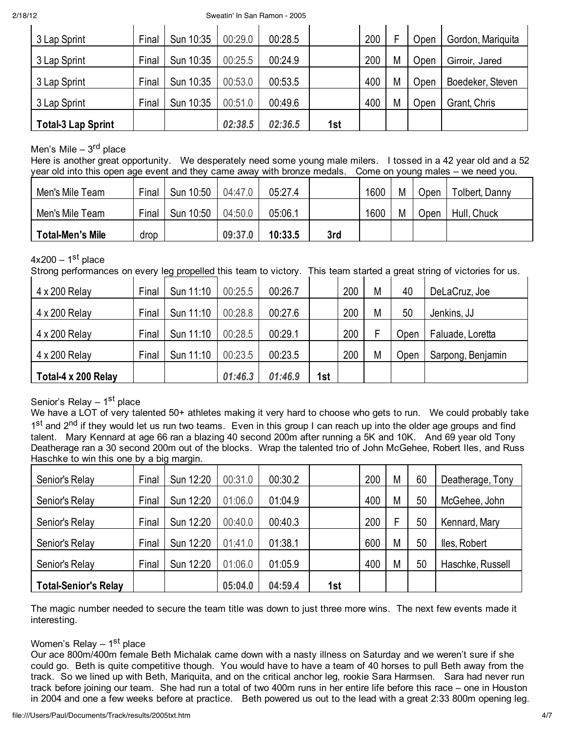| 3 Lap Sprint | Final | Sun 10:35 | 00:29.0 | 00:28.5 | | 200 | F | Open | Gordon, Mariquita |
|---|---|---|---|---|---|---|---|---|---|
| 3 Lap Sprint | Final | Sun 10:35 | 00:25.5 | 00:24.9 | | 200 | M | Open | Girroir, Jared |
| 3 Lap Sprint | Final | Sun 10:35 | 00:53.0 | 00:53.5 | | 400 | M | Open | Boedeker, Steven |
| 3 Lap Sprint | Final | Sun 10:35 | 00:51.0 | 00:49.6 | | 400 | M | Open | Grant, Chris |
| **Total-3 Lap Sprint** | | | ***02:38.5*** | ***02:36.5*** | **1st** | | | | |

Men's Mile – 3rd place

Here is another great opportunity. We desperately need some young male milers. I tossed in a 42 year old and a 52 year old into this open age event and they came away with bronze medals. Come on young males – we need you.

| Men's Mile Team | Final | Sun 10:50 | 04:47.0 | 05:27.4 | | 1600 | M | Open | Tolbert, Danny |
|---|---|---|---|---|---|---|---|---|---|
| Men's Mile Team | Final | Sun 10:50 | 04:50.0 | 05:06.1 | | 1600 | M | Open | Hull, Chuck |
| **Total-Men's Mile** | drop | | **09:37.0** | **10:33.5** | **3rd** | | | | |

4x200 – 1st place

Strong performances on every leg propelled this team to victory. This team started a great string of victories for us.

| 4 x 200 Relay | Final | Sun 11:10 | 00:25.5 | 00:26.7 | | 200 | M | 40 | DeLaCruz, Joe |
|---|---|---|---|---|---|---|---|---|---|
| 4 x 200 Relay | Final | Sun 11:10 | 00:28.8 | 00:27.6 | | 200 | M | 50 | Jenkins, JJ |
| 4 x 200 Relay | Final | Sun 11:10 | 00:28.5 | 00:29.1 | | 200 | F | Open | Faluade, Loretta |
| 4 x 200 Relay | Final | Sun 11:10 | 00:23.5 | 00:23.5 | | 200 | M | Open | Sarpong, Benjamin |
| **Total-4 x 200 Relay** | | | ***01:46.3*** | ***01:46.9*** | **1st** | | | | |

Senior's Relay – 1st place

We have a LOT of very talented 50+ athletes making it very hard to choose who gets to run. We could probably take 1st and 2nd if they would let us run two teams. Even in this group I can reach up into the older age groups and find talent. Mary Kennard at age 66 ran a blazing 40 second 200m after running a 5K and 10K. And 69 year old Tony Deatherage ran a 30 second 200m out of the blocks. Wrap the talented trio of John McGehee, Robert Iles, and Russ Haschke to win this one by a big margin.

| Senior's Relay | Final | Sun 12:20 | 00:31.0 | 00:30.2 | | 200 | M | 60 | Deatherage, Tony |
|---|---|---|---|---|---|---|---|---|---|
| Senior's Relay | Final | Sun 12:20 | 01:06.0 | 01:04.9 | | 400 | M | 50 | McGehee, John |
| Senior's Relay | Final | Sun 12:20 | 00:40.0 | 00:40.3 | | 200 | F | 50 | Kennard, Mary |
| Senior's Relay | Final | Sun 12:20 | 01:41.0 | 01:38.1 | | 600 | M | 50 | Iles, Robert |
| Senior's Relay | Final | Sun 12:20 | 01:06.0 | 01:05.9 | | 400 | M | 50 | Haschke, Russell |
| **Total-Senior's Relay** | | | **05:04.0** | **04:59.4** | **1st** | | | | |

The magic number needed to secure the team title was down to just three more wins. The next few events made it interesting.

Women's Relay – 1st place

Our ace 800m/400m female Beth Michalak came down with a nasty illness on Saturday and we weren't sure if she could go. Beth is quite competitive though. You would have to have a team of 40 horses to pull Beth away from the track. So we lined up with Beth, Mariquita, and on the critical anchor leg, rookie Sara Harmsen. Sara had never run track before joining our team. She had run a total of two 400m runs in her entire life before this race – one in Houston in 2004 and one a few weeks before at practice. Beth powered us out to the lead with a great 2:33 800m opening leg.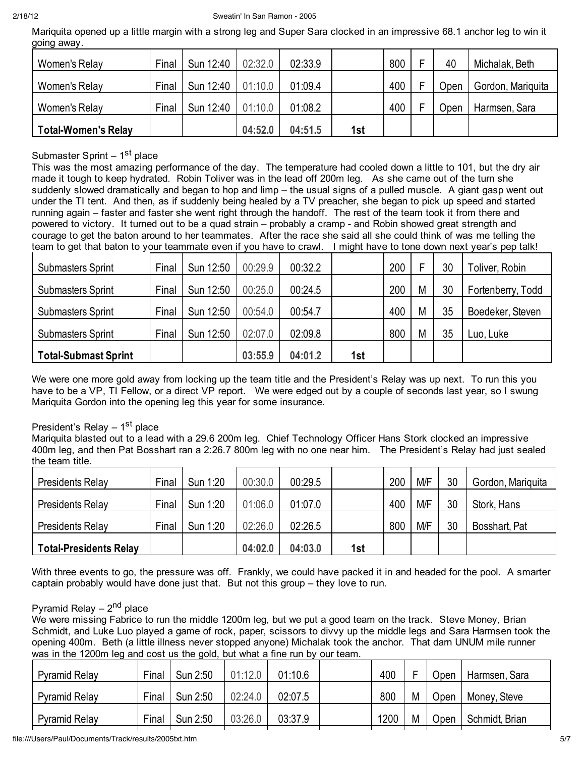Mariquita opened up a little margin with a strong leg and Super Sara clocked in an impressive 68.1 anchor leg to win it going away.

| Women's Relay | Final | Sun 12:40 | 02:32.0 | 02:33.9 | | 800 | F | 40 | Michalak, Beth |
|---|---|---|---|---|---|---|---|---|---|
| Women's Relay | Final | Sun 12:40 | 01:10.0 | 01:09.4 | | 400 | F | Open | Gordon, Mariquita |
| Women's Relay | Final | Sun 12:40 | 01:10.0 | 01:08.2 | | 400 | F | Open | Harmsen, Sara |
| **Total-Women's Relay** | | | **04:52.0** | **04:51.5** | **1st** | | | | |

Submaster Sprint – 1st place

This was the most amazing performance of the day. The temperature had cooled down a little to 101, but the dry air made it tough to keep hydrated. Robin Toliver was in the lead off 200m leg. As she came out of the turn she suddenly slowed dramatically and began to hop and limp – the usual signs of a pulled muscle. A giant gasp went out under the TI tent. And then, as if suddenly being healed by a TV preacher, she began to pick up speed and started running again – faster and faster she went right through the handoff. The rest of the team took it from there and powered to victory. It turned out to be a quad strain – probably a cramp - and Robin showed great strength and courage to get the baton around to her teammates. After the race she said all she could think of was me telling the team to get that baton to your teammate even if you have to crawl. I might have to tone down next year's pep talk!

| Submasters Sprint | Final | Sun 12:50 | 00:29.9 | 00:32.2 | | 200 | F | 30 | Toliver, Robin |
|---|---|---|---|---|---|---|---|---|---|
| Submasters Sprint | Final | Sun 12:50 | 00:25.0 | 00:24.5 | | 200 | M | 30 | Fortenberry, Todd |
| Submasters Sprint | Final | Sun 12:50 | 00:54.0 | 00:54.7 | | 400 | M | 35 | Boedeker, Steven |
| Submasters Sprint | Final | Sun 12:50 | 02:07.0 | 02:09.8 | | 800 | M | 35 | Luo, Luke |
| **Total-Submast Sprint** | | | **03:55.9** | **04:01.2** | **1st** | | | | |

We were one more gold away from locking up the team title and the President's Relay was up next. To run this you have to be a VP, TI Fellow, or a direct VP report. We were edged out by a couple of seconds last year, so I swung Mariquita Gordon into the opening leg this year for some insurance.

President's Relay – 1st place

Mariquita blasted out to a lead with a 29.6 200m leg. Chief Technology Officer Hans Stork clocked an impressive 400m leg, and then Pat Bosshart ran a 2:26.7 800m leg with no one near him. The President's Relay had just sealed the team title.

| Presidents Relay | Final | Sun 1:20 | 00:30.0 | 00:29.5 | | 200 | M/F | 30 | Gordon, Mariquita |
|---|---|---|---|---|---|---|---|---|---|
| Presidents Relay | Final | Sun 1:20 | 01:06.0 | 01:07.0 | | 400 | M/F | 30 | Stork, Hans |
| Presidents Relay | Final | Sun 1:20 | 02:26.0 | 02:26.5 | | 800 | M/F | 30 | Bosshart, Pat |
| **Total-Presidents Relay** | | | **04:02.0** | **04:03.0** | **1st** | | | | |

With three events to go, the pressure was off. Frankly, we could have packed it in and headed for the pool. A smarter captain probably would have done just that. But not this group – they love to run.

Pyramid Relay – 2nd place

We were missing Fabrice to run the middle 1200m leg, but we put a good team on the track. Steve Money, Brian Schmidt, and Luke Luo played a game of rock, paper, scissors to divvy up the middle legs and Sara Harmsen took the opening 400m. Beth (a little illness never stopped anyone) Michalak took the anchor. That darn UNUM mile runner was in the 1200m leg and cost us the gold, but what a fine run by our team.

| Pyramid Relay | Final | Sun 2:50 | 01:12.0 | 01:10.6 | | 400 | F | Open | Harmsen, Sara |
|---|---|---|---|---|---|---|---|---|---|
| Pyramid Relay | Final | Sun 2:50 | 02:24.0 | 02:07.5 | | 800 | M | Open | Money, Steve |
| Pyramid Relay | Final | Sun 2:50 | 03:26.0 | 03:37.9 | | 1200 | M | Open | Schmidt, Brian |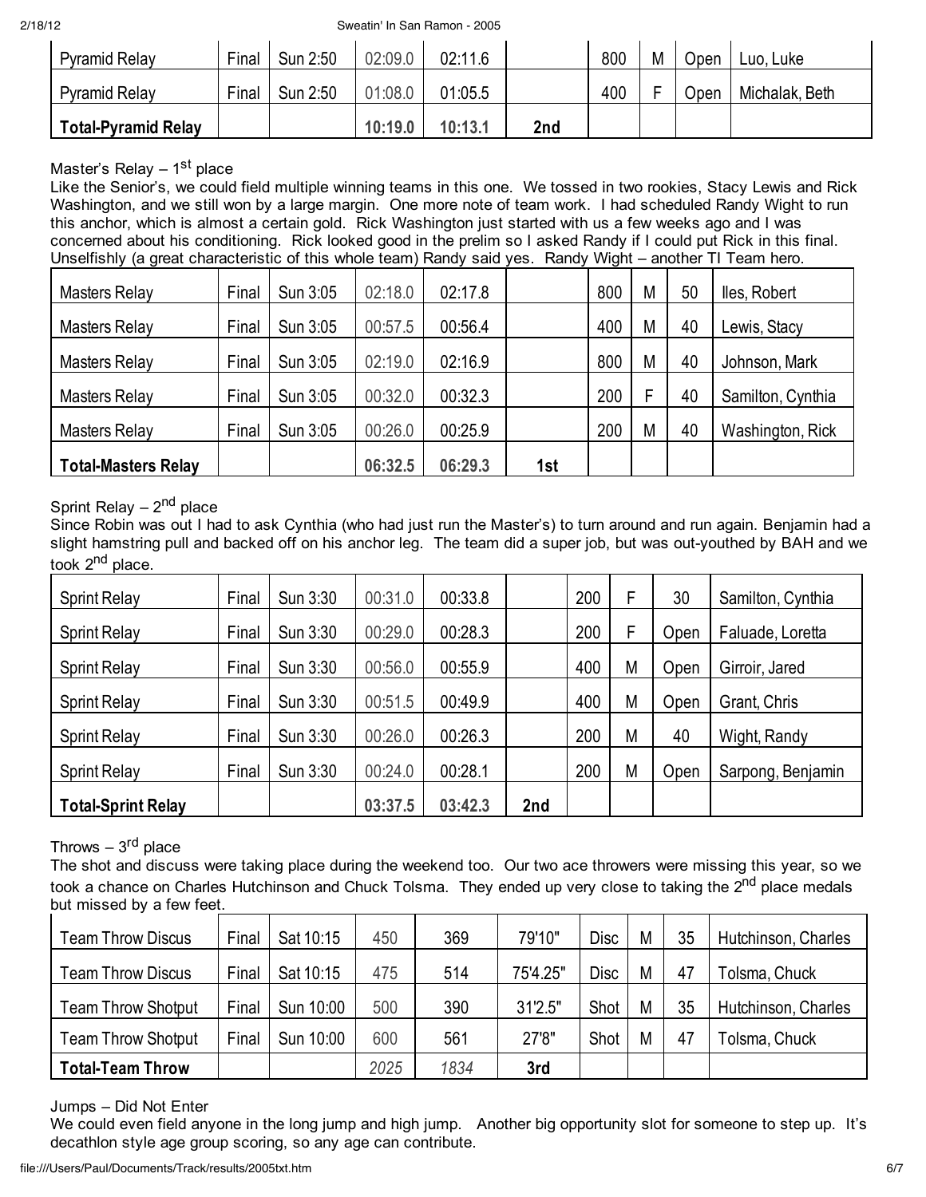| Pyramid Relay | Final | Sun 2:50 | 02:09.0 | 02:11.6 | | 800 | M | Open | Luo, Luke |
|---|---|---|---|---|---|---|---|---|---|
| Pyramid Relay | Final | Sun 2:50 | 01:08.0 | 01:05.5 | | 400 | F | Open | Michalak, Beth |
| **Total-Pyramid Relay** | | | **10:19.0** | **10:13.1** | **2nd** | | | | |

Master's Relay – 1st place

Like the Senior's, we could field multiple winning teams in this one. We tossed in two rookies, Stacy Lewis and Rick Washington, and we still won by a large margin. One more note of team work. I had scheduled Randy Wight to run this anchor, which is almost a certain gold. Rick Washington just started with us a few weeks ago and I was concerned about his conditioning. Rick looked good in the prelim so I asked Randy if I could put Rick in this final. Unselfishly (a great characteristic of this whole team) Randy said yes. Randy Wight – another TI Team hero.

| Masters Relay | Final | Sun 3:05 | 02:18.0 | 02:17.8 | | 800 | M | 50 | Iles, Robert |
|---|---|---|---|---|---|---|---|---|---|
| Masters Relay | Final | Sun 3:05 | 00:57.5 | 00:56.4 | | 400 | M | 40 | Lewis, Stacy |
| Masters Relay | Final | Sun 3:05 | 02:19.0 | 02:16.9 | | 800 | M | 40 | Johnson, Mark |
| Masters Relay | Final | Sun 3:05 | 00:32.0 | 00:32.3 | | 200 | F | 40 | Samilton, Cynthia |
| Masters Relay | Final | Sun 3:05 | 00:26.0 | 00:25.9 | | 200 | M | 40 | Washington, Rick |
| **Total-Masters Relay** | | | **06:32.5** | **06:29.3** | **1st** | | | | |

Sprint Relay – 2nd place

Since Robin was out I had to ask Cynthia (who had just run the Master's) to turn around and run again. Benjamin had a slight hamstring pull and backed off on his anchor leg. The team did a super job, but was out-youthed by BAH and we took 2nd place.

| Sprint Relay | Final | Sun 3:30 | 00:31.0 | 00:33.8 | | 200 | F | 30 | Samilton, Cynthia |
|---|---|---|---|---|---|---|---|---|---|
| Sprint Relay | Final | Sun 3:30 | 00:29.0 | 00:28.3 | | 200 | F | Open | Faluade, Loretta |
| Sprint Relay | Final | Sun 3:30 | 00:56.0 | 00:55.9 | | 400 | M | Open | Girroir, Jared |
| Sprint Relay | Final | Sun 3:30 | 00:51.5 | 00:49.9 | | 400 | M | Open | Grant, Chris |
| Sprint Relay | Final | Sun 3:30 | 00:26.0 | 00:26.3 | | 200 | M | 40 | Wight, Randy |
| Sprint Relay | Final | Sun 3:30 | 00:24.0 | 00:28.1 | | 200 | M | Open | Sarpong, Benjamin |
| **Total-Sprint Relay** | | | **03:37.5** | **03:42.3** | **2nd** | | | | |

Throws – 3rd place

The shot and discuss were taking place during the weekend too. Our two ace throwers were missing this year, so we took a chance on Charles Hutchinson and Chuck Tolsma. They ended up very close to taking the 2nd place medals but missed by a few feet.

| Team Throw Discus | Final | Sat 10:15 | 450 | 369 | 79'10" | Disc | M | 35 | Hutchinson, Charles |
|---|---|---|---|---|---|---|---|---|---|
| Team Throw Discus | Final | Sat 10:15 | 475 | 514 | 75'4.25" | Disc | M | 47 | Tolsma, Chuck |
| Team Throw Shotput | Final | Sun 10:00 | 500 | 390 | 31'2.5" | Shot | M | 35 | Hutchinson, Charles |
| Team Throw Shotput | Final | Sun 10:00 | 600 | 561 | 27'8" | Shot | M | 47 | Tolsma, Chuck |
| **Total-Team Throw** | | | *2025* | *1834* | **3rd** | | | | |

Jumps – Did Not Enter

We could even field anyone in the long jump and high jump. Another big opportunity slot for someone to step up. It's decathlon style age group scoring, so any age can contribute.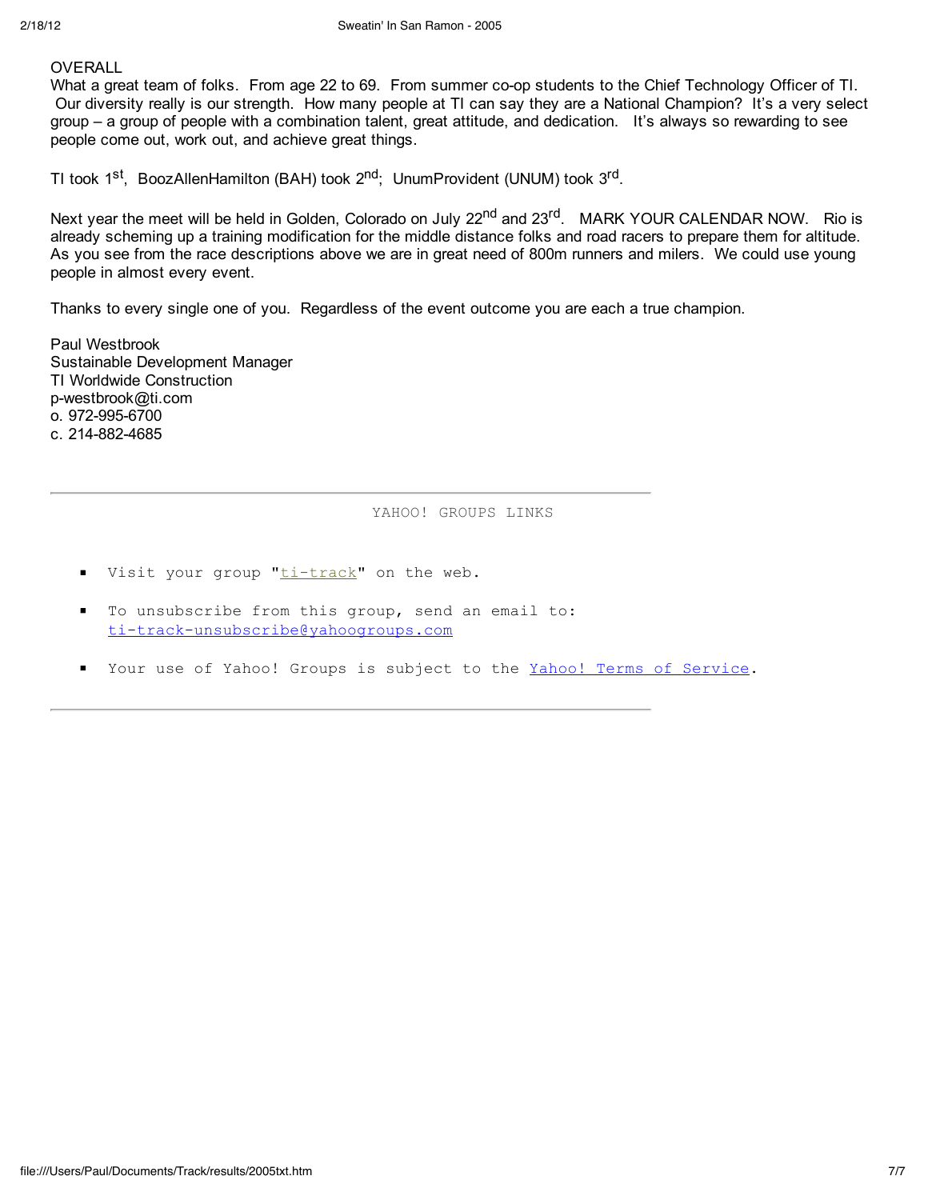OVERALL

What a great team of folks. From age 22 to 69. From summer co-op students to the Chief Technology Officer of TI. Our diversity really is our strength. How many people at TI can say they are a National Champion? It's a very select group – a group of people with a combination talent, great attitude, and dedication. It's always so rewarding to see people come out, work out, and achieve great things.

TI took 1st, BoozAllenHamilton (BAH) took 2nd; UnumProvident (UNUM) took 3rd.

Next year the meet will be held in Golden, Colorado on July 22nd and 23rd. MARK YOUR CALENDAR NOW. Rio is already scheming up a training modification for the middle distance folks and road racers to prepare them for altitude. As you see from the race descriptions above we are in great need of 800m runners and milers. We could use young people in almost every event.

Thanks to every single one of you. Regardless of the event outcome you are each a true champion.

Paul Westbrook
Sustainable Development Manager
TI Worldwide Construction
p-westbrook@ti.com
o. 972-995-6700
c. 214-882-4685

---

YAHOO! GROUPS LINKS

- Visit your group "ti-track" on the web.
- To unsubscribe from this group, send an email to:
  ti-track-unsubscribe@yahoogroups.com
- Your use of Yahoo! Groups is subject to the Yahoo! Terms of Service.

---